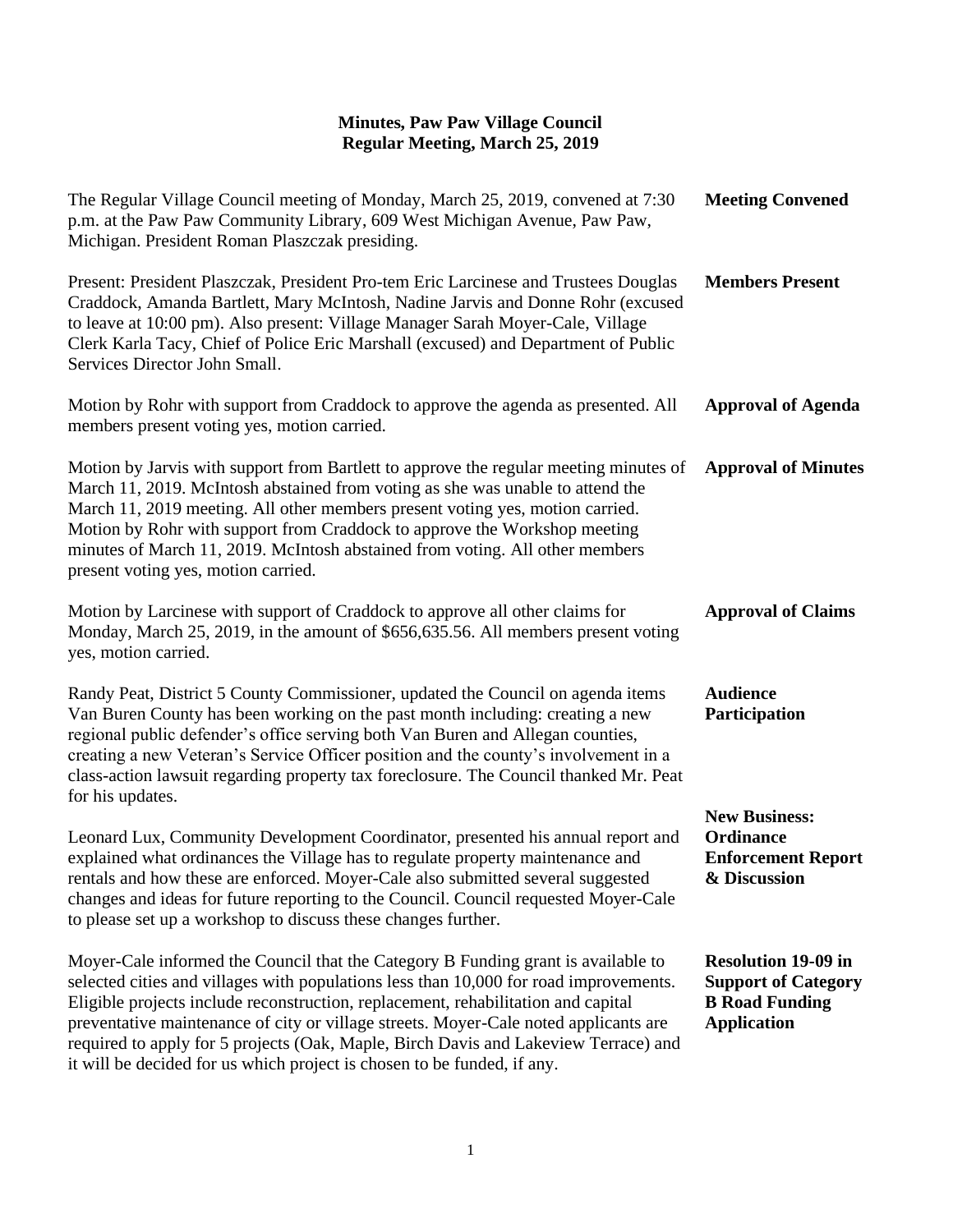## Minutes, Paw Paw Village Council
## Regular Meeting, March 25, 2019

**Meeting Convened**

The Regular Village Council meeting of Monday, March 25, 2019, convened at 7:30 p.m. at the Paw Paw Community Library, 609 West Michigan Avenue, Paw Paw, Michigan. President Roman Plaszczak presiding.

**Members Present**

Present: President Plaszczak, President Pro-tem Eric Larcinese and Trustees Douglas Craddock, Amanda Bartlett, Mary McIntosh, Nadine Jarvis and Donne Rohr (excused to leave at 10:00 pm). Also present: Village Manager Sarah Moyer-Cale, Village Clerk Karla Tacy, Chief of Police Eric Marshall (excused) and Department of Public Services Director John Small.

**Approval of Agenda**

Motion by Rohr with support from Craddock to approve the agenda as presented. All members present voting yes, motion carried.

**Approval of Minutes**

Motion by Jarvis with support from Bartlett to approve the regular meeting minutes of March 11, 2019. McIntosh abstained from voting as she was unable to attend the March 11, 2019 meeting. All other members present voting yes, motion carried. Motion by Rohr with support from Craddock to approve the Workshop meeting minutes of March 11, 2019. McIntosh abstained from voting. All other members present voting yes, motion carried.

**Approval of Claims**

Motion by Larcinese with support of Craddock to approve all other claims for Monday, March 25, 2019, in the amount of $656,635.56. All members present voting yes, motion carried.

**Audience Participation**

Randy Peat, District 5 County Commissioner, updated the Council on agenda items Van Buren County has been working on the past month including: creating a new regional public defender's office serving both Van Buren and Allegan counties, creating a new Veteran's Service Officer position and the county's involvement in a class-action lawsuit regarding property tax foreclosure. The Council thanked Mr. Peat for his updates.

**New Business: Ordinance Enforcement Report & Discussion**

Leonard Lux, Community Development Coordinator, presented his annual report and explained what ordinances the Village has to regulate property maintenance and rentals and how these are enforced. Moyer-Cale also submitted several suggested changes and ideas for future reporting to the Council. Council requested Moyer-Cale to please set up a workshop to discuss these changes further.

**Resolution 19-09 in Support of Category B Road Funding Application**

Moyer-Cale informed the Council that the Category B Funding grant is available to selected cities and villages with populations less than 10,000 for road improvements. Eligible projects include reconstruction, replacement, rehabilitation and capital preventative maintenance of city or village streets. Moyer-Cale noted applicants are required to apply for 5 projects (Oak, Maple, Birch Davis and Lakeview Terrace) and it will be decided for us which project is chosen to be funded, if any.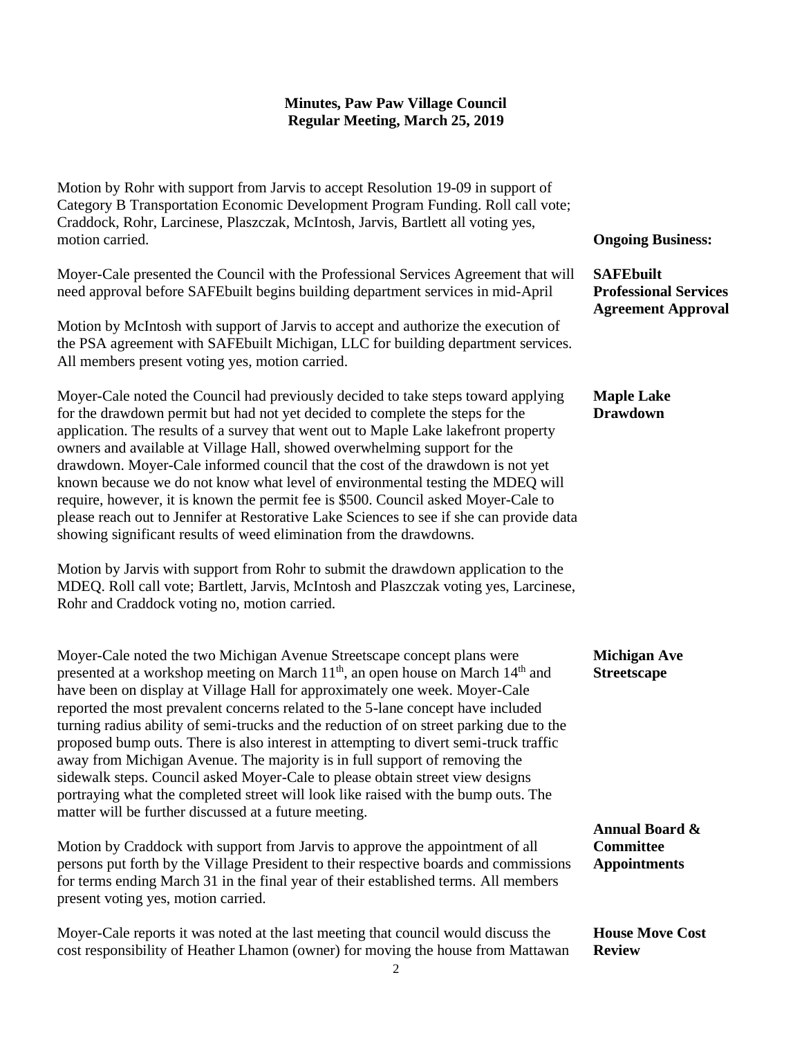**Minutes, Paw Paw Village Council**
**Regular Meeting, March 25, 2019**

Motion by Rohr with support from Jarvis to accept Resolution 19-09 in support of Category B Transportation Economic Development Program Funding. Roll call vote; Craddock, Rohr, Larcinese, Plaszczak, McIntosh, Jarvis, Bartlett all voting yes, motion carried.

**Ongoing Business:**

**SAFEbuilt Professional Services Agreement Approval**

Moyer-Cale presented the Council with the Professional Services Agreement that will need approval before SAFEbuilt begins building department services in mid-April

Motion by McIntosh with support of Jarvis to accept and authorize the execution of the PSA agreement with SAFEbuilt Michigan, LLC for building department services. All members present voting yes, motion carried.

**Maple Lake Drawdown**

Moyer-Cale noted the Council had previously decided to take steps toward applying for the drawdown permit but had not yet decided to complete the steps for the application. The results of a survey that went out to Maple Lake lakefront property owners and available at Village Hall, showed overwhelming support for the drawdown. Moyer-Cale informed council that the cost of the drawdown is not yet known because we do not know what level of environmental testing the MDEQ will require, however, it is known the permit fee is $500. Council asked Moyer-Cale to please reach out to Jennifer at Restorative Lake Sciences to see if she can provide data showing significant results of weed elimination from the drawdowns.

Motion by Jarvis with support from Rohr to submit the drawdown application to the MDEQ. Roll call vote; Bartlett, Jarvis, McIntosh and Plaszczak voting yes, Larcinese, Rohr and Craddock voting no, motion carried.

**Michigan Ave Streetscape**

Moyer-Cale noted the two Michigan Avenue Streetscape concept plans were presented at a workshop meeting on March 11th, an open house on March 14th and have been on display at Village Hall for approximately one week. Moyer-Cale reported the most prevalent concerns related to the 5-lane concept have included turning radius ability of semi-trucks and the reduction of on street parking due to the proposed bump outs. There is also interest in attempting to divert semi-truck traffic away from Michigan Avenue. The majority is in full support of removing the sidewalk steps. Council asked Moyer-Cale to please obtain street view designs portraying what the completed street will look like raised with the bump outs. The matter will be further discussed at a future meeting.

**Annual Board & Committee Appointments**

Motion by Craddock with support from Jarvis to approve the appointment of all persons put forth by the Village President to their respective boards and commissions for terms ending March 31 in the final year of their established terms. All members present voting yes, motion carried.

**House Move Cost Review**

Moyer-Cale reports it was noted at the last meeting that council would discuss the cost responsibility of Heather Lhamon (owner) for moving the house from Mattawan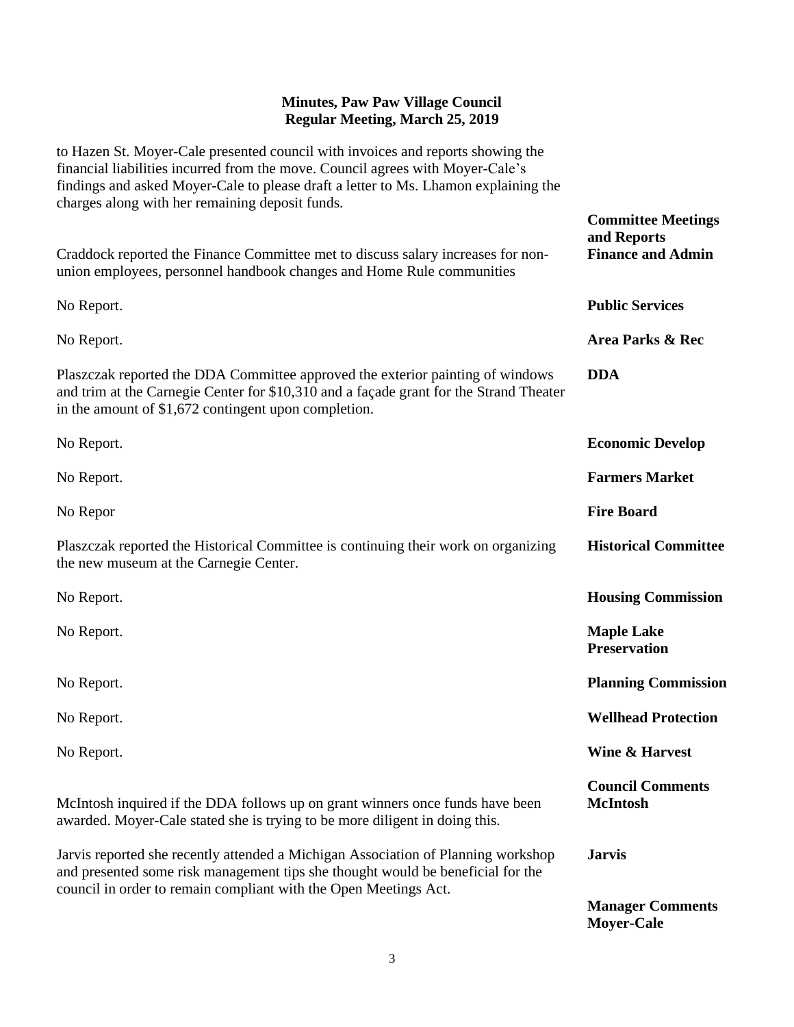to Hazen St. Moyer-Cale presented council with invoices and reports showing the financial liabilities incurred from the move. Council agrees with Moyer-Cale's findings and asked Moyer-Cale to please draft a letter to Ms. Lhamon explaining the charges along with her remaining deposit funds.

**Committee Meetings and Reports**

**Finance and Admin**

Craddock reported the Finance Committee met to discuss salary increases for non-union employees, personnel handbook changes and Home Rule communities

**Public Services**

No Report.

**Area Parks & Rec**

No Report.

**DDA**

Plaszczak reported the DDA Committee approved the exterior painting of windows and trim at the Carnegie Center for $10,310 and a façade grant for the Strand Theater in the amount of $1,672 contingent upon completion.

**Economic Develop**

No Report.

**Farmers Market**

No Report.

**Fire Board**

No Repor

**Historical Committee**

Plaszczak reported the Historical Committee is continuing their work on organizing the new museum at the Carnegie Center.

**Housing Commission**

No Report.

**Maple Lake Preservation**

No Report.

**Planning Commission**

No Report.

**Wellhead Protection**

No Report.

**Wine & Harvest**

No Report.

**Council Comments**

**McIntosh**

McIntosh inquired if the DDA follows up on grant winners once funds have been awarded. Moyer-Cale stated she is trying to be more diligent in doing this.

**Jarvis**

Jarvis reported she recently attended a Michigan Association of Planning workshop and presented some risk management tips she thought would be beneficial for the council in order to remain compliant with the Open Meetings Act.

**Manager Comments**

**Moyer-Cale**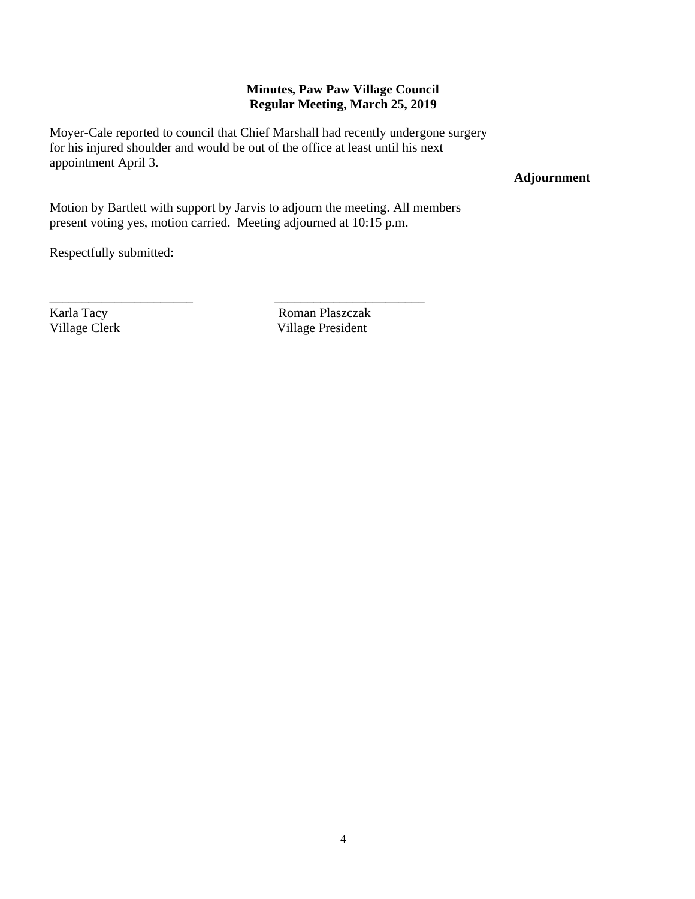**Minutes, Paw Paw Village Council**
**Regular Meeting, March 25, 2019**

Moyer-Cale reported to council that Chief Marshall had recently undergone surgery for his injured shoulder and would be out of the office at least until his next appointment April 3.

**Adjournment**

Motion by Bartlett with support by Jarvis to adjourn the meeting. All members present voting yes, motion carried. Meeting adjourned at 10:15 p.m.

Respectfully submitted:

______________________ ______________________

Karla Tacy Roman Plaszczak
Village Clerk Village President